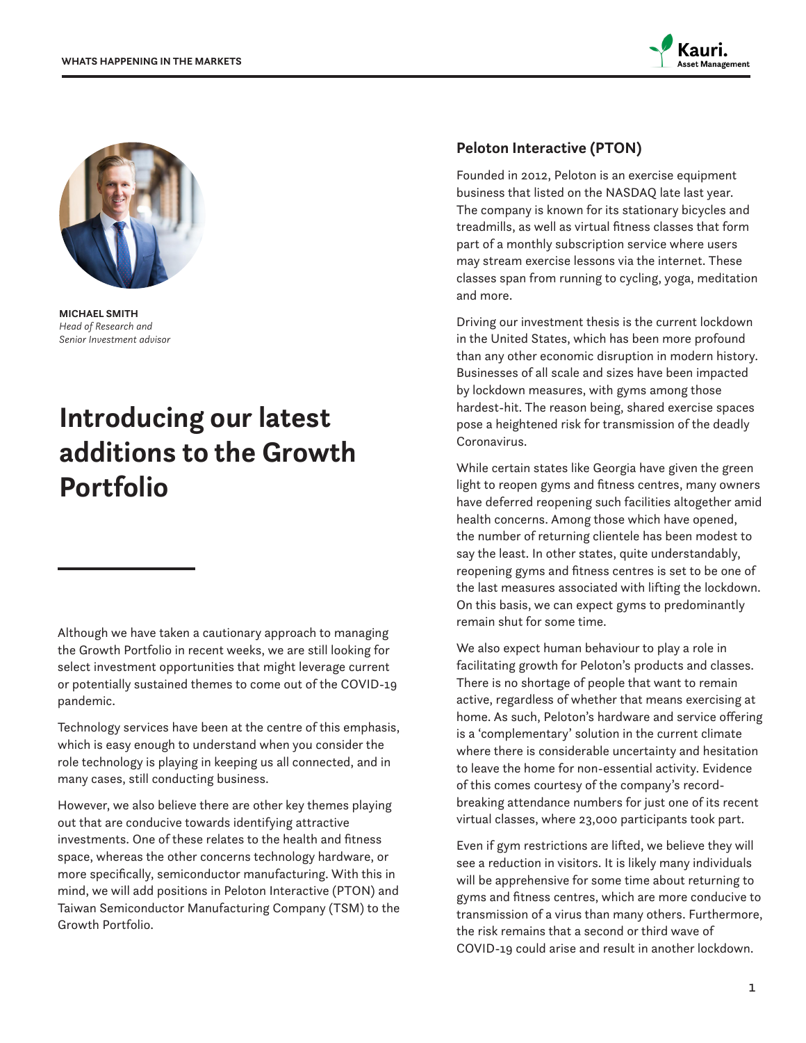**MICHAEL SMITH**
*Head of Research and Senior Investment advisor*

# Introducing our latest additions to the Growth Portfolio

Although we have taken a cautionary approach to managing the Growth Portfolio in recent weeks, we are still looking for select investment opportunities that might leverage current or potentially sustained themes to come out of the COVID-19 pandemic.

Technology services have been at the centre of this emphasis, which is easy enough to understand when you consider the role technology is playing in keeping us all connected, and in many cases, still conducting business.

However, we also believe there are other key themes playing out that are conducive towards identifying attractive investments. One of these relates to the health and fitness space, whereas the other concerns technology hardware, or more specifically, semiconductor manufacturing. With this in mind, we will add positions in Peloton Interactive (PTON) and Taiwan Semiconductor Manufacturing Company (TSM) to the Growth Portfolio.

## Peloton Interactive (PTON)

Founded in 2012, Peloton is an exercise equipment business that listed on the NASDAQ late last year. The company is known for its stationary bicycles and treadmills, as well as virtual fitness classes that form part of a monthly subscription service where users may stream exercise lessons via the internet. These classes span from running to cycling, yoga, meditation and more.

Driving our investment thesis is the current lockdown in the United States, which has been more profound than any other economic disruption in modern history. Businesses of all scale and sizes have been impacted by lockdown measures, with gyms among those hardest-hit. The reason being, shared exercise spaces pose a heightened risk for transmission of the deadly Coronavirus.

While certain states like Georgia have given the green light to reopen gyms and fitness centres, many owners have deferred reopening such facilities altogether amid health concerns. Among those which have opened, the number of returning clientele has been modest to say the least. In other states, quite understandably, reopening gyms and fitness centres is set to be one of the last measures associated with lifting the lockdown. On this basis, we can expect gyms to predominantly remain shut for some time.

We also expect human behaviour to play a role in facilitating growth for Peloton's products and classes. There is no shortage of people that want to remain active, regardless of whether that means exercising at home. As such, Peloton's hardware and service offering is a 'complementary' solution in the current climate where there is considerable uncertainty and hesitation to leave the home for non-essential activity. Evidence of this comes courtesy of the company's record-breaking attendance numbers for just one of its recent virtual classes, where 23,000 participants took part.

Even if gym restrictions are lifted, we believe they will see a reduction in visitors. It is likely many individuals will be apprehensive for some time about returning to gyms and fitness centres, which are more conducive to transmission of a virus than many others. Furthermore, the risk remains that a second or third wave of COVID-19 could arise and result in another lockdown.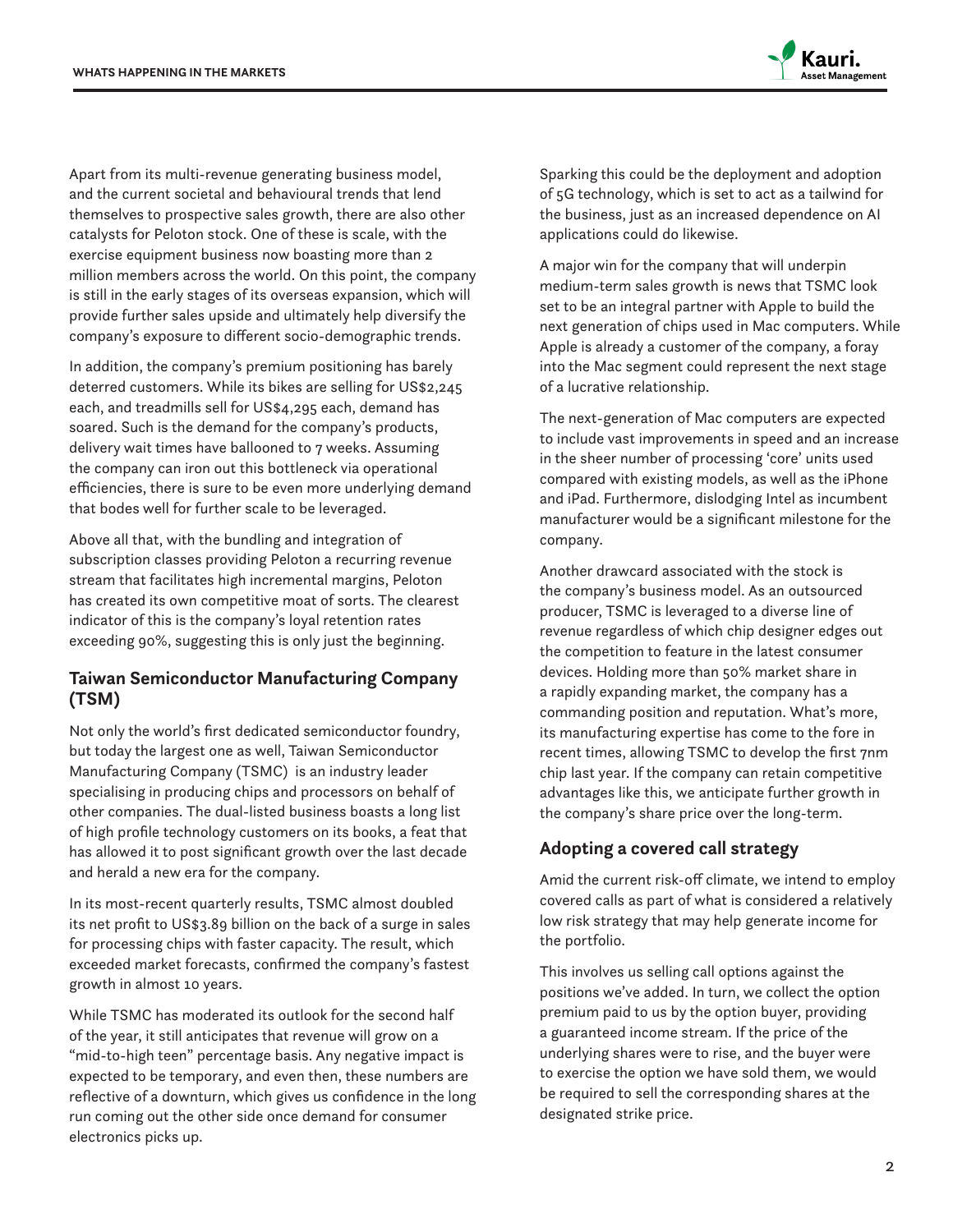Apart from its multi-revenue generating business model, and the current societal and behavioural trends that lend themselves to prospective sales growth, there are also other catalysts for Peloton stock. One of these is scale, with the exercise equipment business now boasting more than 2 million members across the world. On this point, the company is still in the early stages of its overseas expansion, which will provide further sales upside and ultimately help diversify the company's exposure to different socio-demographic trends.

In addition, the company's premium positioning has barely deterred customers. While its bikes are selling for US$2,245 each, and treadmills sell for US$4,295 each, demand has soared. Such is the demand for the company's products, delivery wait times have ballooned to 7 weeks. Assuming the company can iron out this bottleneck via operational efficiencies, there is sure to be even more underlying demand that bodes well for further scale to be leveraged.

Above all that, with the bundling and integration of subscription classes providing Peloton a recurring revenue stream that facilitates high incremental margins, Peloton has created its own competitive moat of sorts. The clearest indicator of this is the company's loyal retention rates exceeding 90%, suggesting this is only just the beginning.

## Taiwan Semiconductor Manufacturing Company (TSM)

Not only the world's first dedicated semiconductor foundry, but today the largest one as well, Taiwan Semiconductor Manufacturing Company (TSMC) is an industry leader specialising in producing chips and processors on behalf of other companies. The dual-listed business boasts a long list of high profile technology customers on its books, a feat that has allowed it to post significant growth over the last decade and herald a new era for the company.

In its most-recent quarterly results, TSMC almost doubled its net profit to US$3.89 billion on the back of a surge in sales for processing chips with faster capacity. The result, which exceeded market forecasts, confirmed the company's fastest growth in almost 10 years.

While TSMC has moderated its outlook for the second half of the year, it still anticipates that revenue will grow on a "mid-to-high teen" percentage basis. Any negative impact is expected to be temporary, and even then, these numbers are reflective of a downturn, which gives us confidence in the long run coming out the other side once demand for consumer electronics picks up.

Sparking this could be the deployment and adoption of 5G technology, which is set to act as a tailwind for the business, just as an increased dependence on AI applications could do likewise.

A major win for the company that will underpin medium-term sales growth is news that TSMC look set to be an integral partner with Apple to build the next generation of chips used in Mac computers. While Apple is already a customer of the company, a foray into the Mac segment could represent the next stage of a lucrative relationship.

The next-generation of Mac computers are expected to include vast improvements in speed and an increase in the sheer number of processing 'core' units used compared with existing models, as well as the iPhone and iPad. Furthermore, dislodging Intel as incumbent manufacturer would be a significant milestone for the company.

Another drawcard associated with the stock is the company's business model. As an outsourced producer, TSMC is leveraged to a diverse line of revenue regardless of which chip designer edges out the competition to feature in the latest consumer devices. Holding more than 50% market share in a rapidly expanding market, the company has a commanding position and reputation. What's more, its manufacturing expertise has come to the fore in recent times, allowing TSMC to develop the first 7nm chip last year. If the company can retain competitive advantages like this, we anticipate further growth in the company's share price over the long-term.

## Adopting a covered call strategy

Amid the current risk-off climate, we intend to employ covered calls as part of what is considered a relatively low risk strategy that may help generate income for the portfolio.

This involves us selling call options against the positions we've added. In turn, we collect the option premium paid to us by the option buyer, providing a guaranteed income stream. If the price of the underlying shares were to rise, and the buyer were to exercise the option we have sold them, we would be required to sell the corresponding shares at the designated strike price.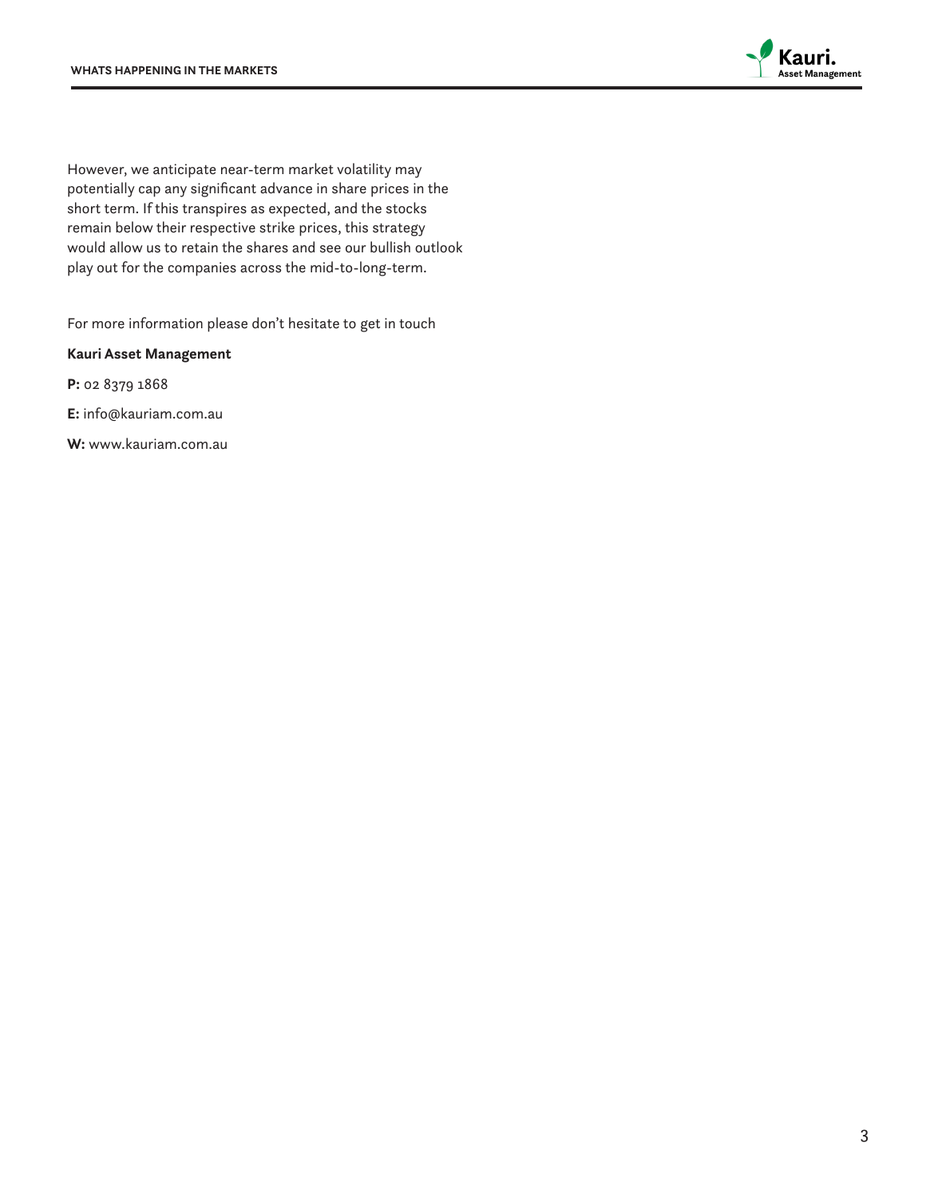However, we anticipate near-term market volatility may potentially cap any significant advance in share prices in the short term. If this transpires as expected, and the stocks remain below their respective strike prices, this strategy would allow us to retain the shares and see our bullish outlook play out for the companies across the mid-to-long-term.

For more information please don't hesitate to get in touch

**Kauri Asset Management**

**P:** 02 8379 1868

**E:** info@kauriam.com.au

**W:** www.kauriam.com.au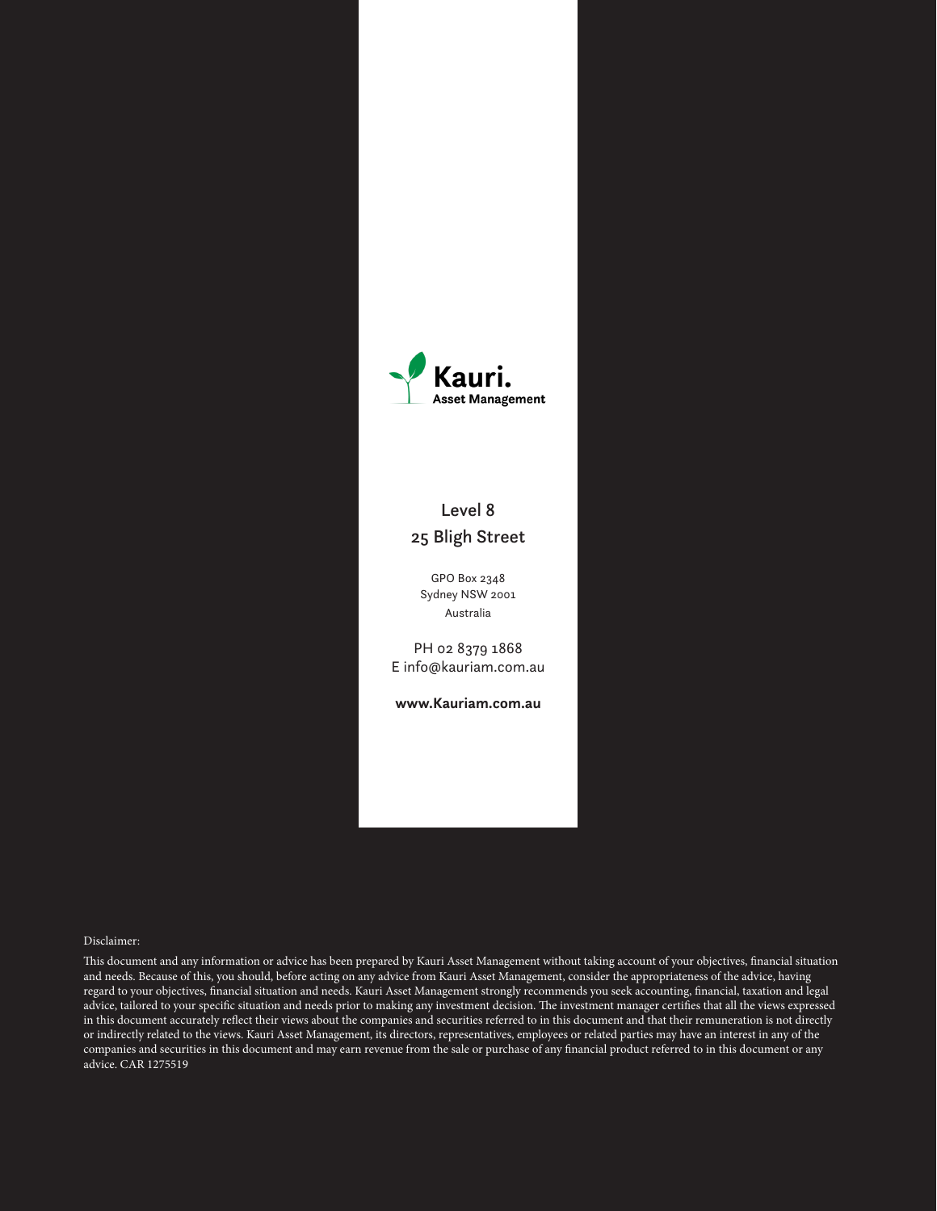Kauri.
Asset Management

Level 8
25 Bligh Street

GPO Box 2348
Sydney NSW 2001
Australia

PH 02 8379 1868
E info@kauriam.com.au

**www.Kauriam.com.au**

Disclaimer:

This document and any information or advice has been prepared by Kauri Asset Management without taking account of your objectives, financial situation and needs. Because of this, you should, before acting on any advice from Kauri Asset Management, consider the appropriateness of the advice, having regard to your objectives, financial situation and needs. Kauri Asset Management strongly recommends you seek accounting, financial, taxation and legal advice, tailored to your specific situation and needs prior to making any investment decision. The investment manager certifies that all the views expressed in this document accurately reflect their views about the companies and securities referred to in this document and that their remuneration is not directly or indirectly related to the views. Kauri Asset Management, its directors, representatives, employees or related parties may have an interest in any of the companies and securities in this document and may earn revenue from the sale or purchase of any financial product referred to in this document or any advice. CAR 1275519